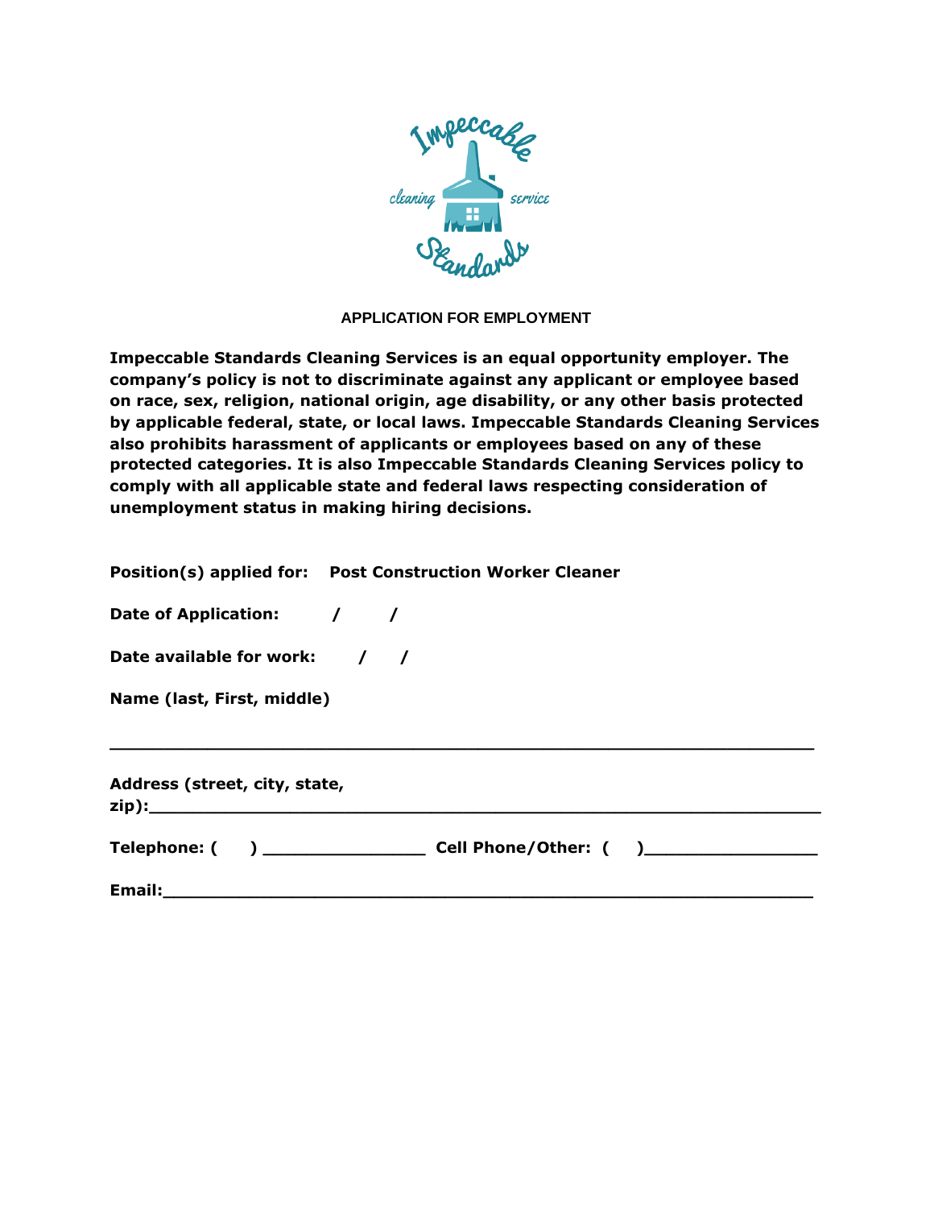# APPLICATION FOR EMPLOYMENT

**Impeccable Standards Cleaning Services is an equal opportunity employer. The company's policy is not to discriminate against any applicant or employee based on race, sex, religion, national origin, age disability, or any other basis protected by applicable federal, state, or local laws. Impeccable Standards Cleaning Services also prohibits harassment of applicants or employees based on any of these protected categories. It is also Impeccable Standards Cleaning Services policy to comply with all applicable state and federal laws respecting consideration of unemployment status in making hiring decisions.**

**Position(s) applied for: Post Construction Worker Cleaner**

**Date of Application: / /**

**Date available for work: / /**

**Name (last, First, middle)**

**______________________________________________________________**

**Address (street, city, state, zip):___________________________________________________**

**Telephone: ( ) _______________ Cell Phone/Other: ( )________________**

**Email:___________________________________________________________**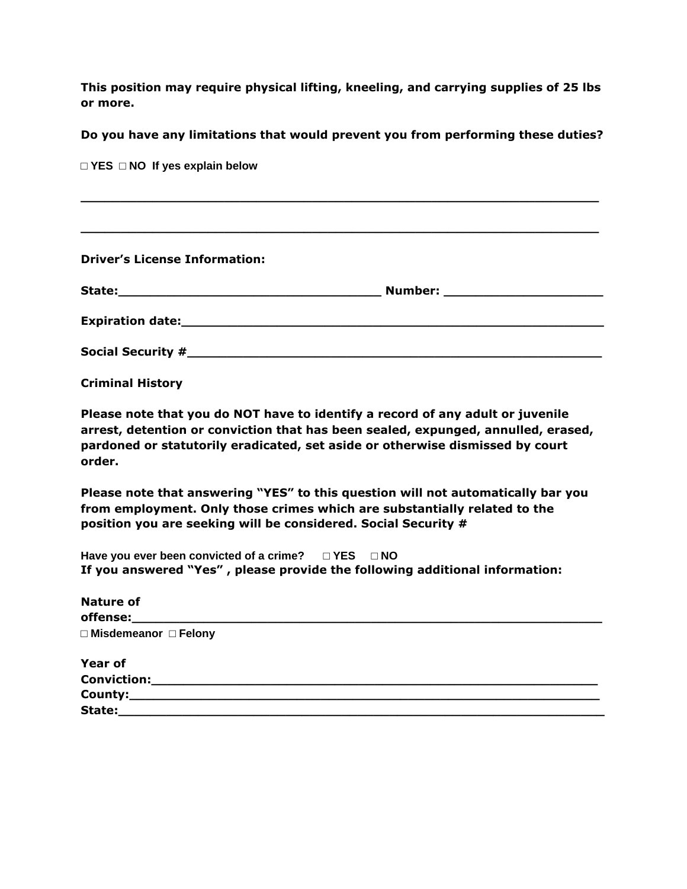**This position may require physical lifting, kneeling, and carrying supplies of 25 lbs or more.**

**Do you have any limitations that would prevent you from performing these duties?**

☐ **YES** ☐ **NO** **If yes explain below**

_______________________________________________________________

_______________________________________________________________

**Driver's License Information:**

**State:________________________________ Number: ____________________**

**Expiration date:__________________________________________________**

**Social Security #_________________________________________________**

**Criminal History**

**Please note that you do NOT have to identify a record of any adult or juvenile arrest, detention or conviction that has been sealed, expunged, annulled, erased, pardoned or statutorily eradicated, set aside or otherwise dismissed by court order.**

**Please note that answering "YES" to this question will not automatically bar you from employment. Only those crimes which are substantially related to the position you are seeking will be considered. Social Security #**

**Have you ever been convicted of a crime?** ☐ **YES** ☐ **NO**
**If you answered "Yes" , please provide the following additional information:**

**Nature of offense:_______________________________________________**
☐ **Misdemeanor** ☐ **Felony**

**Year of Conviction:_____________________________________________**
**County:________________________________________________________**
**State:_________________________________________________________**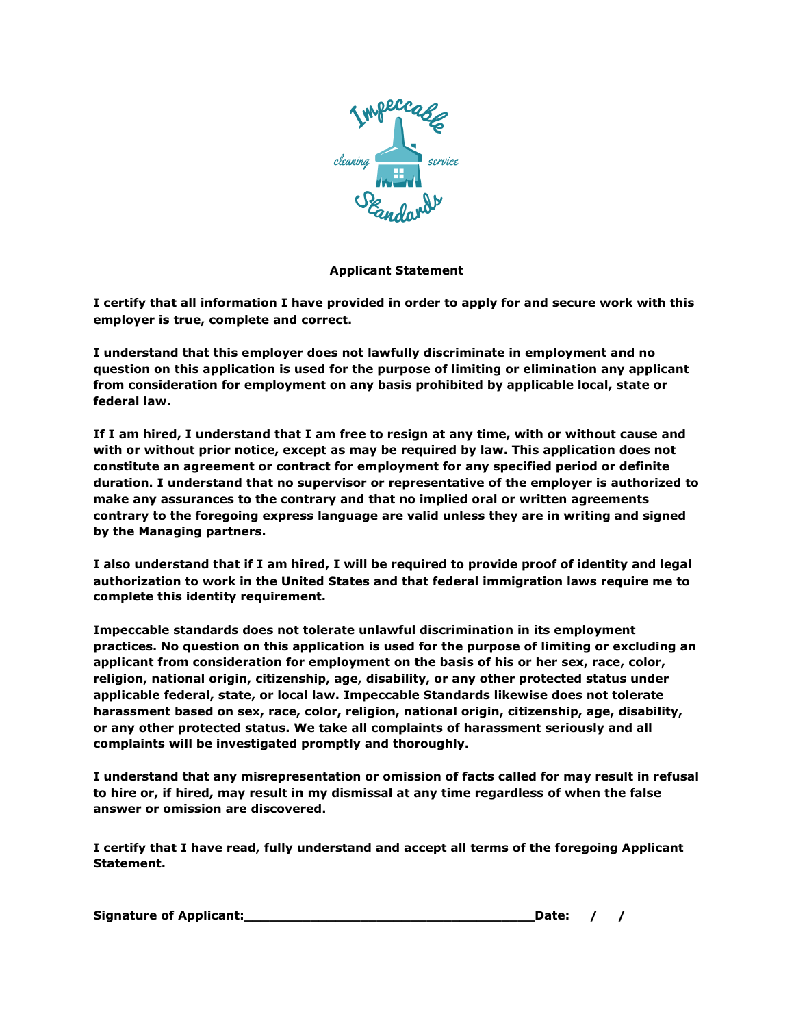**Applicant Statement**

**I certify that all information I have provided in order to apply for and secure work with this employer is true, complete and correct.**

**I understand that this employer does not lawfully discriminate in employment and no question on this application is used for the purpose of limiting or elimination any applicant from consideration for employment on any basis prohibited by applicable local, state or federal law.**

**If I am hired, I understand that I am free to resign at any time, with or without cause and with or without prior notice, except as may be required by law. This application does not constitute an agreement or contract for employment for any specified period or definite duration. I understand that no supervisor or representative of the employer is authorized to make any assurances to the contrary and that no implied oral or written agreements contrary to the foregoing express language are valid unless they are in writing and signed by the Managing partners.**

**I also understand that if I am hired, I will be required to provide proof of identity and legal authorization to work in the United States and that federal immigration laws require me to complete this identity requirement.**

**Impeccable standards does not tolerate unlawful discrimination in its employment practices. No question on this application is used for the purpose of limiting or excluding an applicant from consideration for employment on the basis of his or her sex, race, color, religion, national origin, citizenship, age, disability, or any other protected status under applicable federal, state, or local law. Impeccable Standards likewise does not tolerate harassment based on sex, race, color, religion, national origin, citizenship, age, disability, or any other protected status. We take all complaints of harassment seriously and all complaints will be investigated promptly and thoroughly.**

**I understand that any misrepresentation or omission of facts called for may result in refusal to hire or, if hired, may result in my dismissal at any time regardless of when the false answer or omission are discovered.**

**I certify that I have read, fully understand and accept all terms of the foregoing Applicant Statement.**

**Signature of Applicant:\_\_\_\_\_\_\_\_\_\_\_\_\_\_\_\_\_\_\_\_\_\_\_\_\_\_\_\_\_\_\_\_\_\_\_\_\_\_Date: / /**